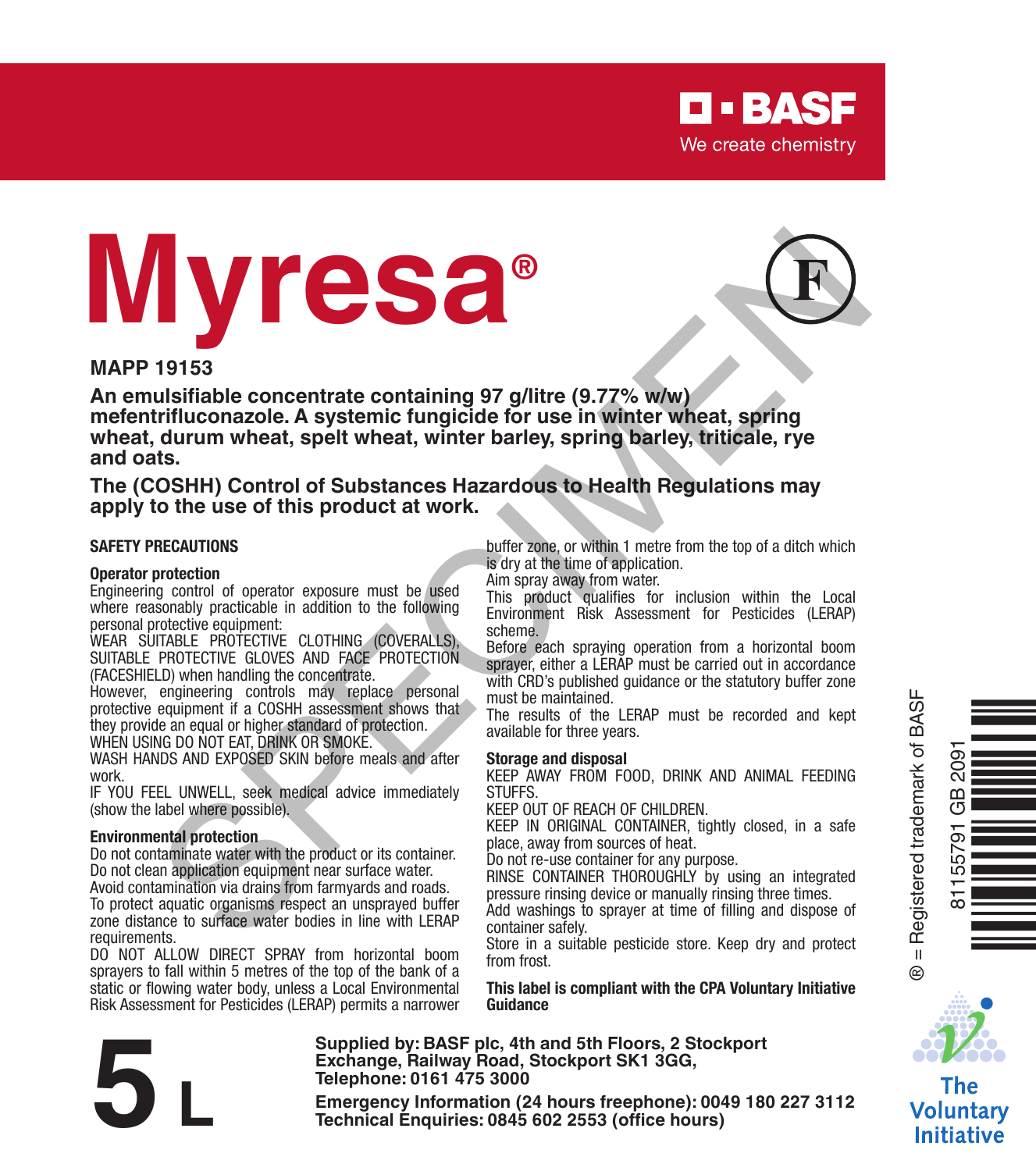BASF

We create chemistry

# Myresa®

(F)

**MAPP 19153**

**An emulsifiable concentrate containing 97 g/litre (9.77% w/w) mefentrifluconazole. A systemic fungicide for use in winter wheat, spring wheat, durum wheat, spelt wheat, winter barley, spring barley, triticale, rye and oats.**

**The (COSHH) Control of Substances Hazardous to Health Regulations may apply to the use of this product at work.**

## SAFETY PRECAUTIONS

### Operator protection

Engineering control of operator exposure must be used where reasonably practicable in addition to the following personal protective equipment:

WEAR SUITABLE PROTECTIVE CLOTHING (COVERALLS), SUITABLE PROTECTIVE GLOVES AND FACE PROTECTION (FACESHIELD) when handling the concentrate.

However, engineering controls may replace personal protective equipment if a COSHH assessment shows that they provide an equal or higher standard of protection.

WHEN USING DO NOT EAT, DRINK OR SMOKE.

WASH HANDS AND EXPOSED SKIN before meals and after work.

IF YOU FEEL UNWELL, seek medical advice immediately (show the label where possible).

### Environmental protection

Do not contaminate water with the product or its container.

Do not clean application equipment near surface water.

Avoid contamination via drains from farmyards and roads.

To protect aquatic organisms respect an unsprayed buffer zone distance to surface water bodies in line with LERAP requirements.

DO NOT ALLOW DIRECT SPRAY from horizontal boom sprayers to fall within 5 metres of the top of the bank of a static or flowing water body, unless a Local Environmental Risk Assessment for Pesticides (LERAP) permits a narrower buffer zone, or within 1 metre from the top of a ditch which is dry at the time of application.

Aim spray away from water.

This product qualifies for inclusion within the Local Environment Risk Assessment for Pesticides (LERAP) scheme.

Before each spraying operation from a horizontal boom sprayer, either a LERAP must be carried out in accordance with CRD's published guidance or the statutory buffer zone must be maintained.

The results of the LERAP must be recorded and kept available for three years.

### Storage and disposal

KEEP AWAY FROM FOOD, DRINK AND ANIMAL FEEDING STUFFS.

KEEP OUT OF REACH OF CHILDREN.

KEEP IN ORIGINAL CONTAINER, tightly closed, in a safe place, away from sources of heat.

Do not re-use container for any purpose.

RINSE CONTAINER THOROUGHLY by using an integrated pressure rinsing device or manually rinsing three times.

Add washings to sprayer at time of filling and dispose of container safely.

Store in a suitable pesticide store. Keep dry and protect from frost.

**This label is compliant with the CPA Voluntary Initiative Guidance**

® = Registered trademark of BASF

81155791 GB 2091

The Voluntary Initiative

**5 L**

**Supplied by: BASF plc, 4th and 5th Floors, 2 Stockport Exchange, Railway Road, Stockport SK1 3GG, Telephone: 0161 475 3000**

**Emergency Information (24 hours freephone): 0049 180 227 3112**
**Technical Enquiries: 0845 602 2553 (office hours)**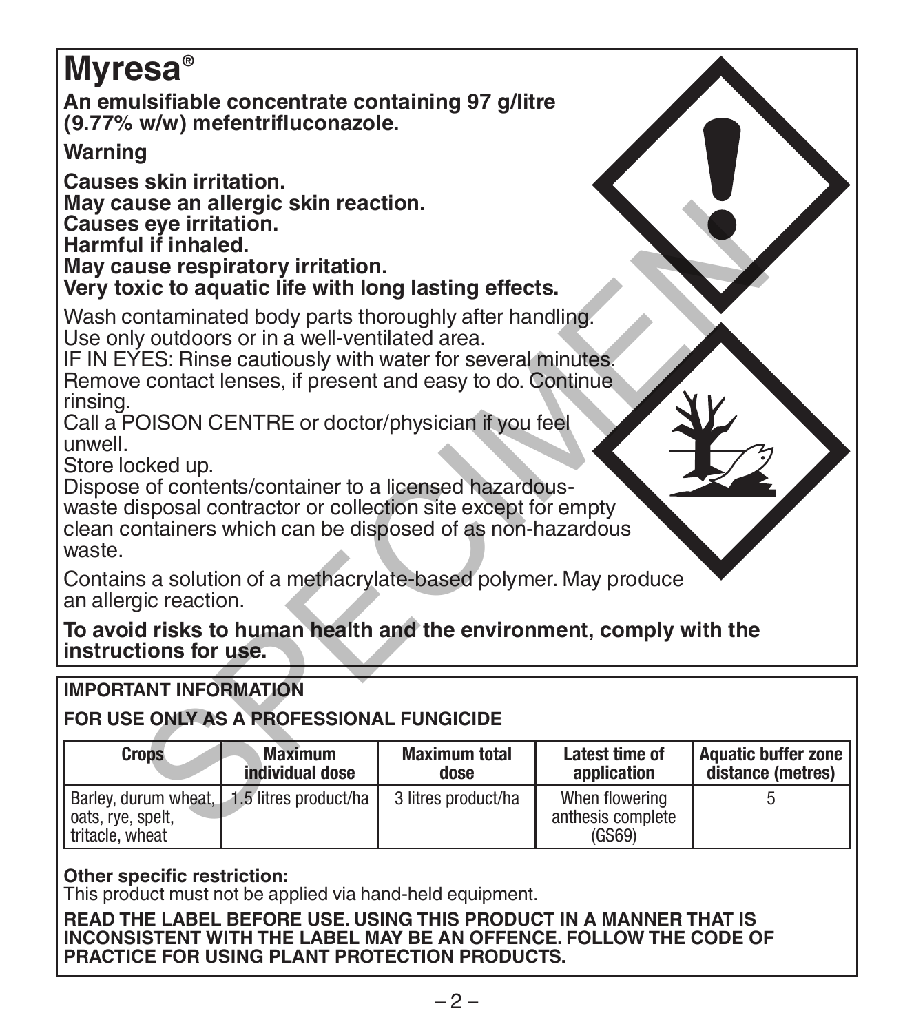# Myresa®

**An emulsifiable concentrate containing 97 g/litre (9.77% w/w) mefentrifluconazole.**

**Warning**

**Causes skin irritation.**
**May cause an allergic skin reaction.**
**Causes eye irritation.**
**Harmful if inhaled.**
**May cause respiratory irritation.**
**Very toxic to aquatic life with long lasting effects.**

Wash contaminated body parts thoroughly after handling.
Use only outdoors or in a well-ventilated area.
IF IN EYES: Rinse cautiously with water for several minutes. Remove contact lenses, if present and easy to do. Continue rinsing.
Call a POISON CENTRE or doctor/physician if you feel unwell.
Store locked up.
Dispose of contents/container to a licensed hazardous-waste disposal contractor or collection site except for empty clean containers which can be disposed of as non-hazardous waste.

Contains a solution of a methacrylate-based polymer. May produce an allergic reaction.

**To avoid risks to human health and the environment, comply with the instructions for use.**

**IMPORTANT INFORMATION**

**FOR USE ONLY AS A PROFESSIONAL FUNGICIDE**

| Crops | Maximum individual dose | Maximum total dose | Latest time of application | Aquatic buffer zone distance (metres) |
|---|---|---|---|---|
| Barley, durum wheat, oats, rye, spelt, triticale, wheat | 1.5 litres product/ha | 3 litres product/ha | When flowering anthesis complete (GS69) | 5 |

**Other specific restriction:**
This product must not be applied via hand-held equipment.

**READ THE LABEL BEFORE USE. USING THIS PRODUCT IN A MANNER THAT IS INCONSISTENT WITH THE LABEL MAY BE AN OFFENCE. FOLLOW THE CODE OF PRACTICE FOR USING PLANT PROTECTION PRODUCTS.**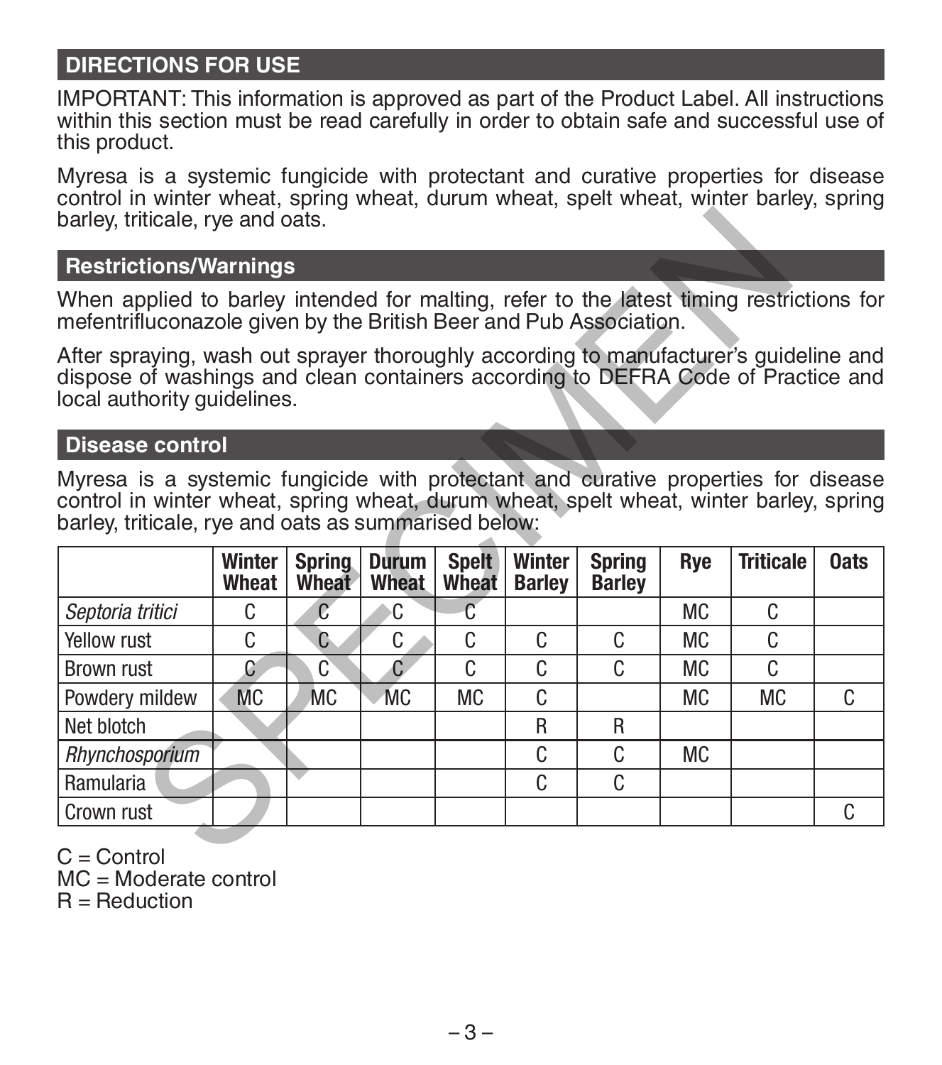## DIRECTIONS FOR USE

IMPORTANT: This information is approved as part of the Product Label. All instructions within this section must be read carefully in order to obtain safe and successful use of this product.

Myresa is a systemic fungicide with protectant and curative properties for disease control in winter wheat, spring wheat, durum wheat, spelt wheat, winter barley, spring barley, triticale, rye and oats.

### Restrictions/Warnings

When applied to barley intended for malting, refer to the latest timing restrictions for mefentrifluconazole given by the British Beer and Pub Association.

After spraying, wash out sprayer thoroughly according to manufacturer's guideline and dispose of washings and clean containers according to DEFRA Code of Practice and local authority guidelines.

### Disease control

Myresa is a systemic fungicide with protectant and curative properties for disease control in winter wheat, spring wheat, durum wheat, spelt wheat, winter barley, spring barley, triticale, rye and oats as summarised below:

| | Winter Wheat | Spring Wheat | Durum Wheat | Spelt Wheat | Winter Barley | Spring Barley | Rye | Triticale | Oats |
|---|---|---|---|---|---|---|---|---|---|
| *Septoria tritici* | C | C | C | C | | | MC | C | |
| Yellow rust | C | C | C | C | C | C | MC | C | |
| Brown rust | C | C | C | C | C | C | MC | C | |
| Powdery mildew | MC | MC | MC | MC | C | | MC | MC | C |
| Net blotch | | | | | R | R | | | |
| *Rhynchosporium* | | | | | C | C | MC | | |
| Ramularia | | | | | C | C | | | |
| Crown rust | | | | | | | | | C |

C = Control
MC = Moderate control
R = Reduction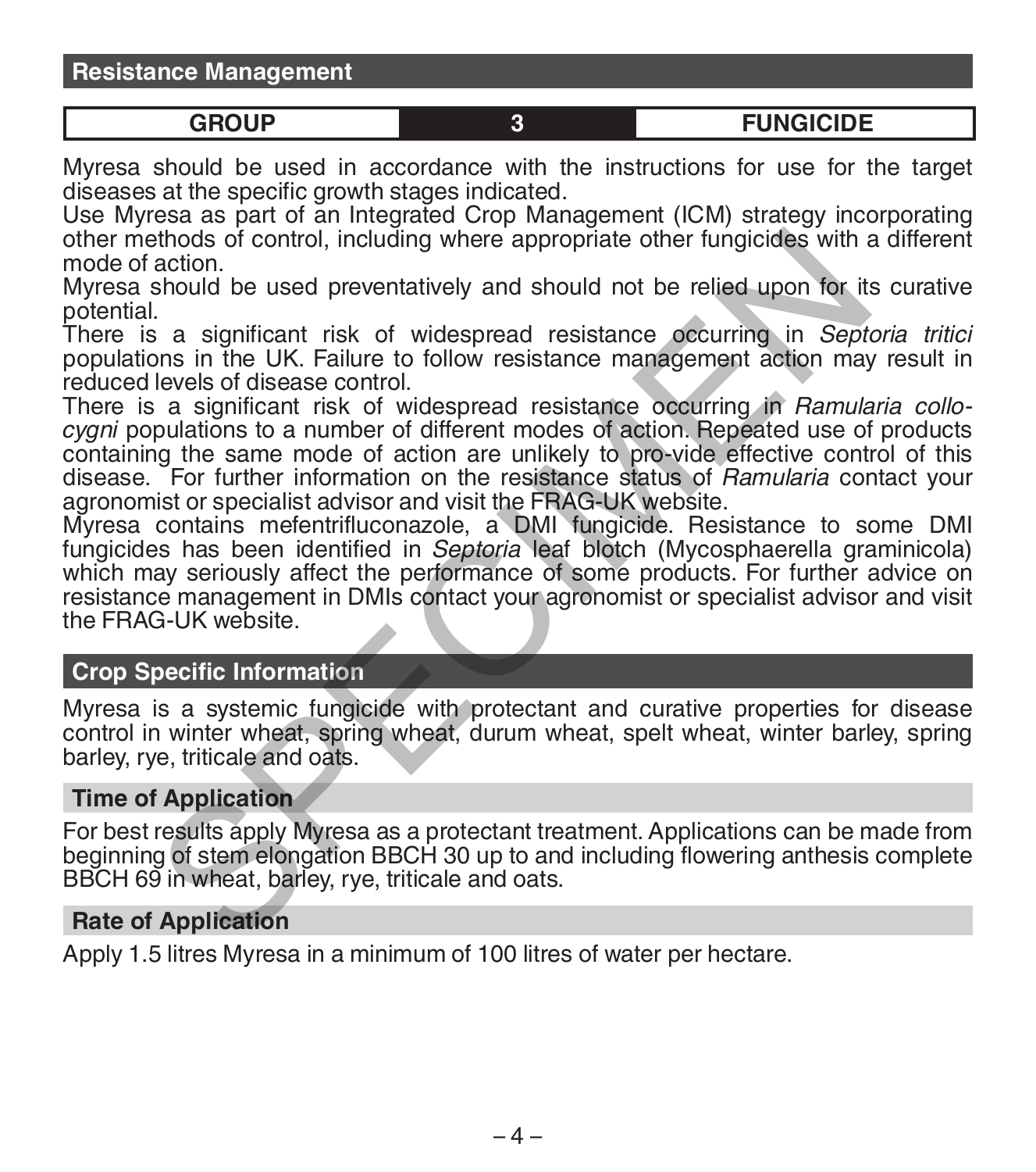## Resistance Management

| GROUP | 3 | FUNGICIDE |
|---|---|---|

Myresa should be used in accordance with the instructions for use for the target diseases at the specific growth stages indicated.
Use Myresa as part of an Integrated Crop Management (ICM) strategy incorporating other methods of control, including where appropriate other fungicides with a different mode of action.
Myresa should be used preventatively and should not be relied upon for its curative potential.
There is a significant risk of widespread resistance occurring in *Septoria tritici* populations in the UK. Failure to follow resistance management action may result in reduced levels of disease control.
There is a significant risk of widespread resistance occurring in *Ramularia collo-cygni* populations to a number of different modes of action. Repeated use of products containing the same mode of action are unlikely to pro-vide effective control of this disease. For further information on the resistance status of *Ramularia* contact your agronomist or specialist advisor and visit the FRAG-UK website.
Myresa contains mefentrifluconazole, a DMI fungicide. Resistance to some DMI fungicides has been identified in *Septoria* leaf blotch (Mycosphaerella graminicola) which may seriously affect the performance of some products. For further advice on resistance management in DMIs contact your agronomist or specialist advisor and visit the FRAG-UK website.

## Crop Specific Information

Myresa is a systemic fungicide with protectant and curative properties for disease control in winter wheat, spring wheat, durum wheat, spelt wheat, winter barley, spring barley, rye, triticale and oats.

### Time of Application

For best results apply Myresa as a protectant treatment. Applications can be made from beginning of stem elongation BBCH 30 up to and including flowering anthesis complete BBCH 69 in wheat, barley, rye, triticale and oats.

### Rate of Application

Apply 1.5 litres Myresa in a minimum of 100 litres of water per hectare.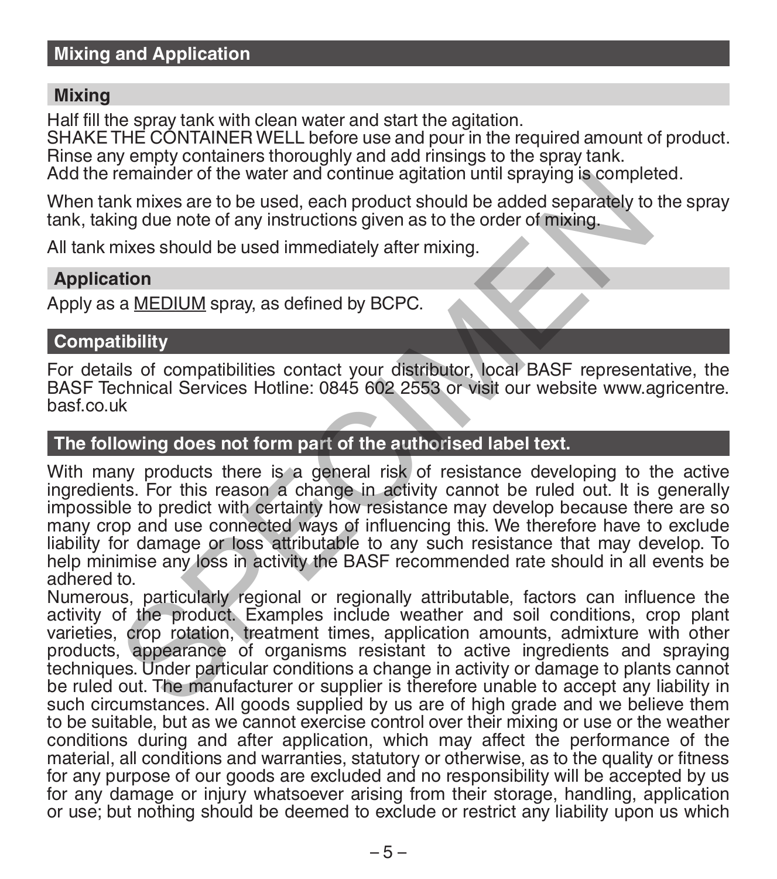## Mixing and Application

### Mixing

Half fill the spray tank with clean water and start the agitation.
SHAKE THE CONTAINER WELL before use and pour in the required amount of product.
Rinse any empty containers thoroughly and add rinsings to the spray tank.
Add the remainder of the water and continue agitation until spraying is completed.

When tank mixes are to be used, each product should be added separately to the spray tank, taking due note of any instructions given as to the order of mixing.

All tank mixes should be used immediately after mixing.

### Application

Apply as a <u>MEDIUM</u> spray, as defined by BCPC.

## Compatibility

For details of compatibilities contact your distributor, local BASF representative, the BASF Technical Services Hotline: 0845 602 2553 or visit our website www.agricentre.basf.co.uk

## The following does not form part of the authorised label text.

With many products there is a general risk of resistance developing to the active ingredients. For this reason a change in activity cannot be ruled out. It is generally impossible to predict with certainty how resistance may develop because there are so many crop and use connected ways of influencing this. We therefore have to exclude liability for damage or loss attributable to any such resistance that may develop. To help minimise any loss in activity the BASF recommended rate should in all events be adhered to.
Numerous, particularly regional or regionally attributable, factors can influence the activity of the product. Examples include weather and soil conditions, crop plant varieties, crop rotation, treatment times, application amounts, admixture with other products, appearance of organisms resistant to active ingredients and spraying techniques. Under particular conditions a change in activity or damage to plants cannot be ruled out. The manufacturer or supplier is therefore unable to accept any liability in such circumstances. All goods supplied by us are of high grade and we believe them to be suitable, but as we cannot exercise control over their mixing or use or the weather conditions during and after application, which may affect the performance of the material, all conditions and warranties, statutory or otherwise, as to the quality or fitness for any purpose of our goods are excluded and no responsibility will be accepted by us for any damage or injury whatsoever arising from their storage, handling, application or use; but nothing should be deemed to exclude or restrict any liability upon us which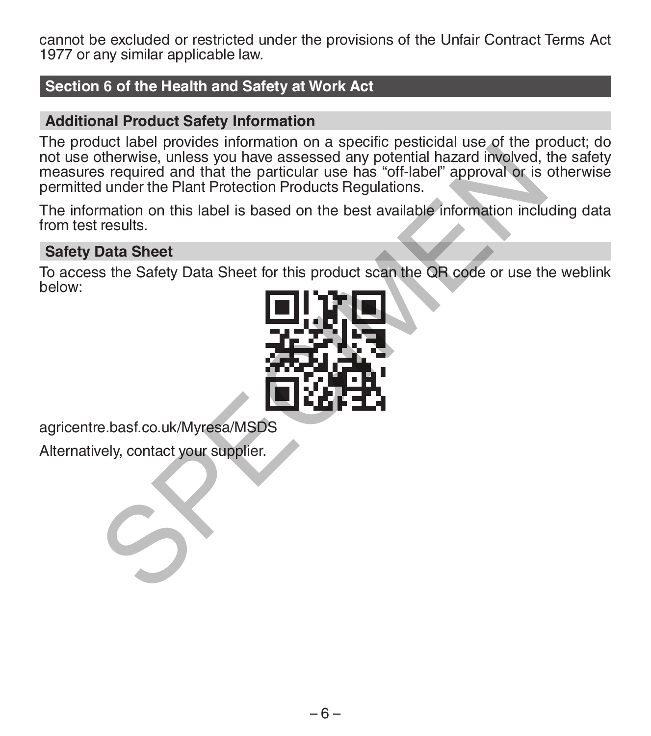cannot be excluded or restricted under the provisions of the Unfair Contract Terms Act 1977 or any similar applicable law.

## Section 6 of the Health and Safety at Work Act

### Additional Product Safety Information

The product label provides information on a specific pesticidal use of the product; do not use otherwise, unless you have assessed any potential hazard involved, the safety measures required and that the particular use has "off-label" approval or is otherwise permitted under the Plant Protection Products Regulations.

The information on this label is based on the best available information including data from test results.

### Safety Data Sheet

To access the Safety Data Sheet for this product scan the QR code or use the weblink below:

agricentre.basf.co.uk/Myresa/MSDS

Alternatively, contact your supplier.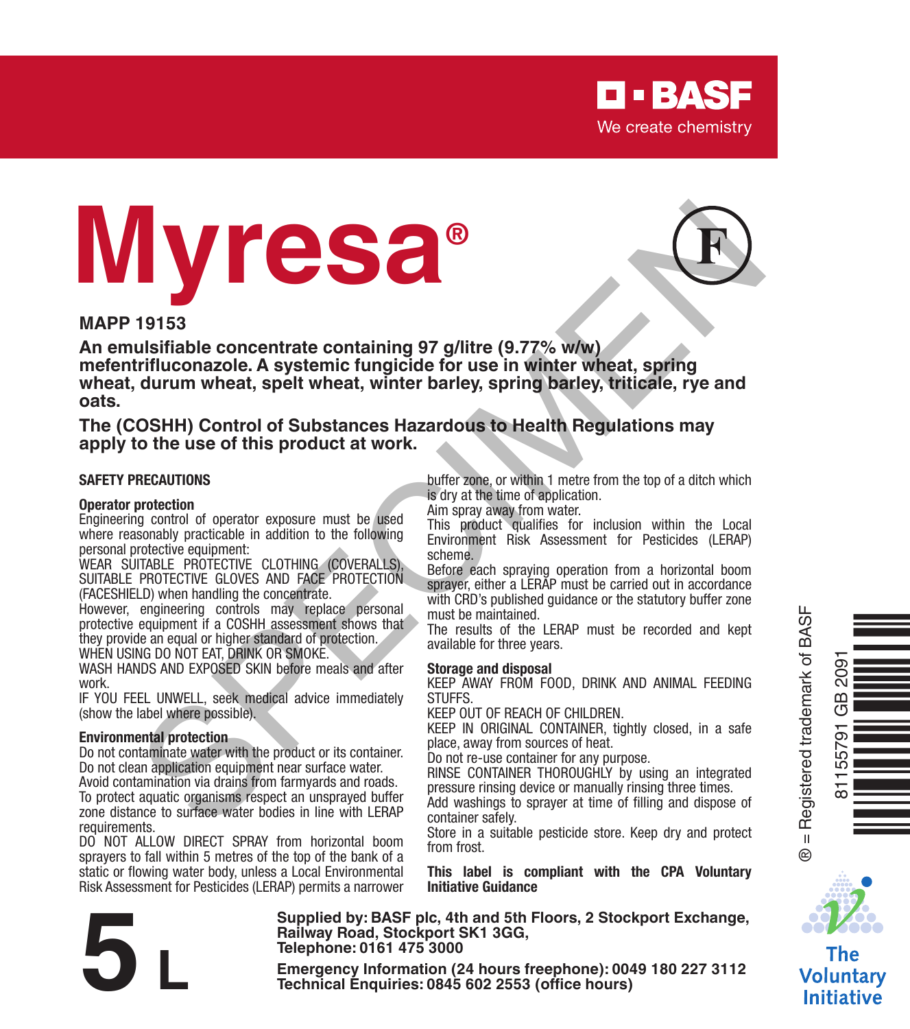BASF

We create chemistry

# Myresa®

F

**MAPP 19153**

**An emulsifiable concentrate containing 97 g/litre (9.77% w/w) mefentrifluconazole. A systemic fungicide for use in winter wheat, spring wheat, durum wheat, spelt wheat, winter barley, spring barley, triticale, rye and oats.**

**The (COSHH) Control of Substances Hazardous to Health Regulations may apply to the use of this product at work.**

SPECIMEN

## SAFETY PRECAUTIONS

### Operator protection

Engineering control of operator exposure must be used where reasonably practicable in addition to the following personal protective equipment:

WEAR SUITABLE PROTECTIVE CLOTHING (COVERALLS), SUITABLE PROTECTIVE GLOVES AND FACE PROTECTION (FACESHIELD) when handling the concentrate.

However, engineering controls may replace personal protective equipment if a COSHH assessment shows that they provide an equal or higher standard of protection.

WHEN USING DO NOT EAT, DRINK OR SMOKE.

WASH HANDS AND EXPOSED SKIN before meals and after work.

IF YOU FEEL UNWELL, seek medical advice immediately (show the label where possible).

### Environmental protection

Do not contaminate water with the product or its container.

Do not clean application equipment near surface water.

Avoid contamination via drains from farmyards and roads.

To protect aquatic organisms respect an unsprayed buffer zone distance to surface water bodies in line with LERAP requirements.

DO NOT ALLOW DIRECT SPRAY from horizontal boom sprayers to fall within 5 metres of the top of the bank of a static or flowing water body, unless a Local Environmental Risk Assessment for Pesticides (LERAP) permits a narrower buffer zone, or within 1 metre from the top of a ditch which is dry at the time of application.

Aim spray away from water.

This product qualifies for inclusion within the Local Environment Risk Assessment for Pesticides (LERAP) scheme.

Before each spraying operation from a horizontal boom sprayer, either a LERAP must be carried out in accordance with CRD's published guidance or the statutory buffer zone must be maintained.

The results of the LERAP must be recorded and kept available for three years.

### Storage and disposal

KEEP AWAY FROM FOOD, DRINK AND ANIMAL FEEDING STUFFS.

KEEP OUT OF REACH OF CHILDREN.

KEEP IN ORIGINAL CONTAINER, tightly closed, in a safe place, away from sources of heat.

Do not re-use container for any purpose.

RINSE CONTAINER THOROUGHLY by using an integrated pressure rinsing device or manually rinsing three times.

Add washings to sprayer at time of filling and dispose of container safely.

Store in a suitable pesticide store. Keep dry and protect from frost.

**This label is compliant with the CPA Voluntary Initiative Guidance**

**5 L**

**Supplied by: BASF plc, 4th and 5th Floors, 2 Stockport Exchange, Railway Road, Stockport SK1 3GG, Telephone: 0161 475 3000**

**Emergency Information (24 hours freephone): 0049 180 227 3112**
**Technical Enquiries: 0845 602 2553 (office hours)**

® = Registered trademark of BASF

81155791 GB 2091

The Voluntary Initiative